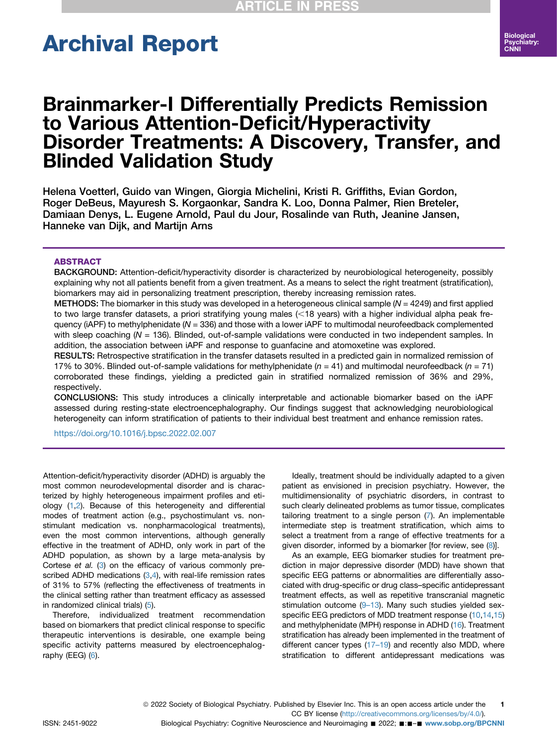# Archival Report

# Brainmarker-I Differentially Predicts Remission to Various Attention-Deficit/Hyperactivity Disorder Treatments: A Discovery, Transfer, and Blinded Validation Study

Helena Voetterl, Guido van Wingen, Giorgia Michelini, Kristi R. Griffiths, Evian Gordon, Roger DeBeus, Mayuresh S. Korgaonkar, Sandra K. Loo, Donna Palmer, Rien Breteler, Damiaan Denys, L. Eugene Arnold, Paul du Jour, Rosalinde van Ruth, Jeanine Jansen, Hanneke van Dijk, and Martijn Arns

## ABSTRACT

**BACKGROUND:** Attention-deficit/hyperactivity disorder is characterized by neurobiological heterogeneity, possibly explaining why not all patients benefit from a given treatment. As a means to select the right treatment (stratification), biomarkers may aid in personalizing treatment prescription, thereby increasing remission rates.

**METHODS:** The biomarker in this study was developed in a heterogeneous clinical sample ($N$ = 4249) and first applied to two large transfer datasets, a priori stratifying young males (<18 years) with a higher individual alpha peak frequency (iAPF) to methylphenidate ($N$ = 336) and those with a lower iAPF to multimodal neurofeedback complemented with sleep coaching ($N$ = 136). Blinded, out-of-sample validations were conducted in two independent samples. In addition, the association between iAPF and response to guanfacine and atomoxetine was explored.

**RESULTS:** Retrospective stratification in the transfer datasets resulted in a predicted gain in normalized remission of 17% to 30%. Blinded out-of-sample validations for methylphenidate ($n$ = 41) and multimodal neurofeedback ($n$ = 71) corroborated these findings, yielding a predicted gain in stratified normalized remission of 36% and 29%, respectively.

**CONCLUSIONS:** This study introduces a clinically interpretable and actionable biomarker based on the iAPF assessed during resting-state electroencephalography. Our findings suggest that acknowledging neurobiological heterogeneity can inform stratification of patients to their individual best treatment and enhance remission rates.

https://doi.org/10.1016/j.bpsc.2022.02.007

---

Attention-deficit/hyperactivity disorder (ADHD) is arguably the most common neurodevelopmental disorder and is characterized by highly heterogeneous impairment profiles and etiology (1,2). Because of this heterogeneity and differential modes of treatment action (e.g., psychostimulant vs. nonstimulant medication vs. nonpharmacological treatments), even the most common interventions, although generally effective in the treatment of ADHD, only work in part of the ADHD population, as shown by a large meta-analysis by Cortese *et al.* (3) on the efficacy of various commonly prescribed ADHD medications (3,4), with real-life remission rates of 31% to 57% (reflecting the effectiveness of treatments in the clinical setting rather than treatment efficacy as assessed in randomized clinical trials) (5).

Therefore, individualized treatment recommendation based on biomarkers that predict clinical response to specific therapeutic interventions is desirable, one example being specific activity patterns measured by electroencephalography (EEG) (6).

Ideally, treatment should be individually adapted to a given patient as envisioned in precision psychiatry. However, the multidimensionality of psychiatric disorders, in contrast to such clearly delineated problems as tumor tissue, complicates tailoring treatment to a single person (7). An implementable intermediate step is treatment stratification, which aims to select a treatment from a range of effective treatments for a given disorder, informed by a biomarker [for review, see (8)].

As an example, EEG biomarker studies for treatment prediction in major depressive disorder (MDD) have shown that specific EEG patterns or abnormalities are differentially associated with drug-specific or drug class–specific antidepressant treatment effects, as well as repetitive transcranial magnetic stimulation outcome (9–13). Many such studies yielded sex-specific EEG predictors of MDD treatment response (10,14,15) and methylphenidate (MPH) response in ADHD (16). Treatment stratification has already been implemented in the treatment of different cancer types (17–19) and recently also MDD, where stratification to different antidepressant medications was

© 2022 Society of Biological Psychiatry. Published by Elsevier Inc. This is an open access article under the CC BY license (http://creativecommons.org/licenses/by/4.0/).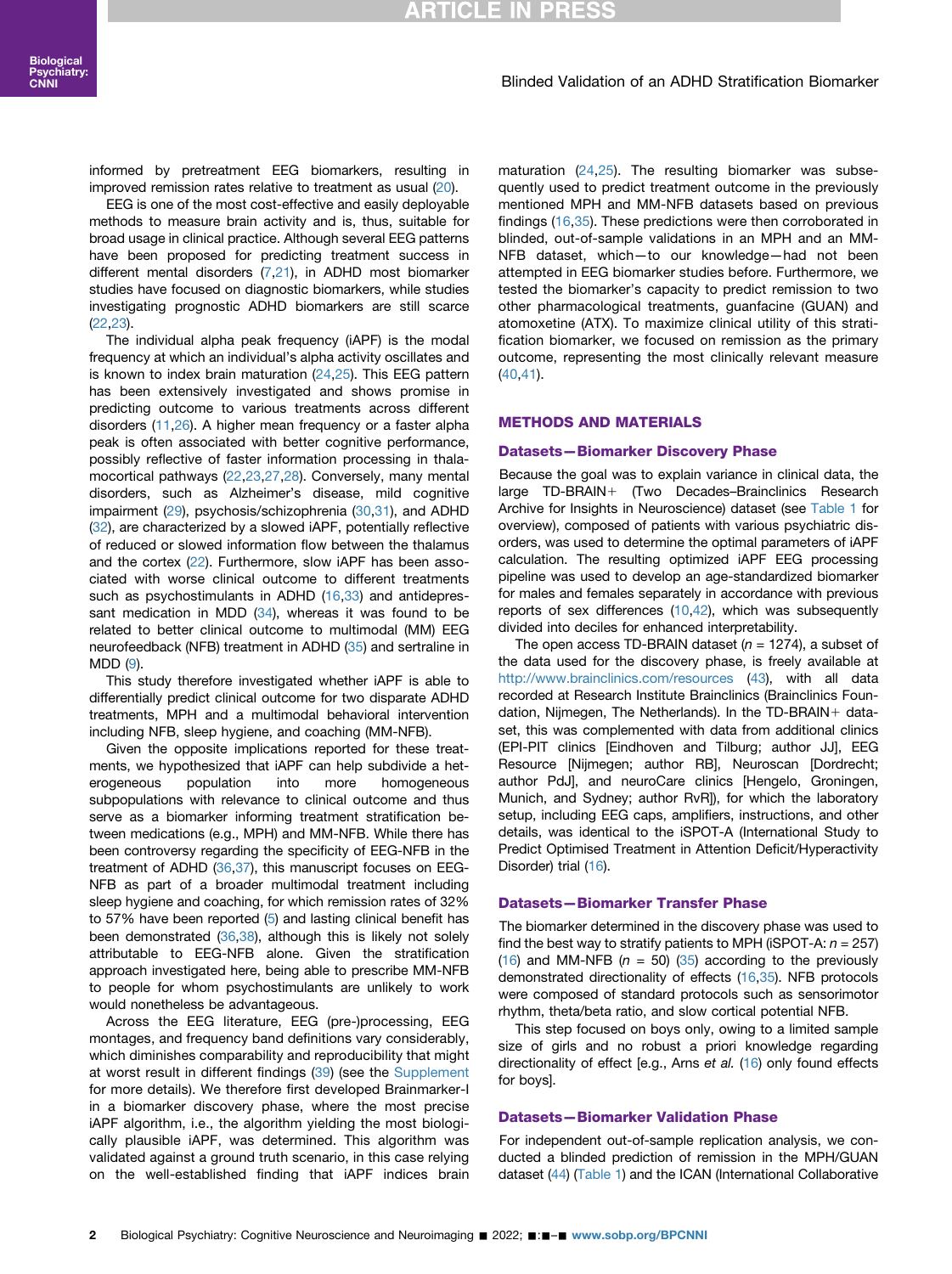informed by pretreatment EEG biomarkers, resulting in improved remission rates relative to treatment as usual (20).

EEG is one of the most cost-effective and easily deployable methods to measure brain activity and is, thus, suitable for broad usage in clinical practice. Although several EEG patterns have been proposed for predicting treatment success in different mental disorders (7,21), in ADHD most biomarker studies have focused on diagnostic biomarkers, while studies investigating prognostic ADHD biomarkers are still scarce (22,23).

The individual alpha peak frequency (iAPF) is the modal frequency at which an individual's alpha activity oscillates and is known to index brain maturation (24,25). This EEG pattern has been extensively investigated and shows promise in predicting outcome to various treatments across different disorders (11,26). A higher mean frequency or a faster alpha peak is often associated with better cognitive performance, possibly reflective of faster information processing in thalamocortical pathways (22,23,27,28). Conversely, many mental disorders, such as Alzheimer's disease, mild cognitive impairment (29), psychosis/schizophrenia (30,31), and ADHD (32), are characterized by a slowed iAPF, potentially reflective of reduced or slowed information flow between the thalamus and the cortex (22). Furthermore, slow iAPF has been associated with worse clinical outcome to different treatments such as psychostimulants in ADHD (16,33) and antidepressant medication in MDD (34), whereas it was found to be related to better clinical outcome to multimodal (MM) EEG neurofeedback (NFB) treatment in ADHD (35) and sertraline in MDD (9).

This study therefore investigated whether iAPF is able to differentially predict clinical outcome for two disparate ADHD treatments, MPH and a multimodal behavioral intervention including NFB, sleep hygiene, and coaching (MM-NFB).

Given the opposite implications reported for these treatments, we hypothesized that iAPF can help subdivide a heterogeneous population into more homogeneous subpopulations with relevance to clinical outcome and thus serve as a biomarker informing treatment stratification between medications (e.g., MPH) and MM-NFB. While there has been controversy regarding the specificity of EEG-NFB in the treatment of ADHD (36,37), this manuscript focuses on EEG-NFB as part of a broader multimodal treatment including sleep hygiene and coaching, for which remission rates of 32% to 57% have been reported (5) and lasting clinical benefit has been demonstrated (36,38), although this is likely not solely attributable to EEG-NFB alone. Given the stratification approach investigated here, being able to prescribe MM-NFB to people for whom psychostimulants are unlikely to work would nonetheless be advantageous.

Across the EEG literature, EEG (pre-)processing, EEG montages, and frequency band definitions vary considerably, which diminishes comparability and reproducibility that might at worst result in different findings (39) (see the Supplement for more details). We therefore first developed Brainmarker-I in a biomarker discovery phase, where the most precise iAPF algorithm, i.e., the algorithm yielding the most biologically plausible iAPF, was determined. This algorithm was validated against a ground truth scenario, in this case relying on the well-established finding that iAPF indices brain maturation (24,25). The resulting biomarker was subsequently used to predict treatment outcome in the previously mentioned MPH and MM-NFB datasets based on previous findings (16,35). These predictions were then corroborated in blinded, out-of-sample validations in an MPH and an MM-NFB dataset, which—to our knowledge—had not been attempted in EEG biomarker studies before. Furthermore, we tested the biomarker's capacity to predict remission to two other pharmacological treatments, guanfacine (GUAN) and atomoxetine (ATX). To maximize clinical utility of this stratification biomarker, we focused on remission as the primary outcome, representing the most clinically relevant measure (40,41).

## METHODS AND MATERIALS

### Datasets—Biomarker Discovery Phase

Because the goal was to explain variance in clinical data, the large TD-BRAIN+ (Two Decades–Brainclinics Research Archive for Insights in Neuroscience) dataset (see Table 1 for overview), composed of patients with various psychiatric disorders, was used to determine the optimal parameters of iAPF calculation. The resulting optimized iAPF EEG processing pipeline was used to develop an age-standardized biomarker for males and females separately in accordance with previous reports of sex differences (10,42), which was subsequently divided into deciles for enhanced interpretability.

The open access TD-BRAIN dataset ($n$ = 1274), a subset of the data used for the discovery phase, is freely available at http://www.brainclinics.com/resources (43), with all data recorded at Research Institute Brainclinics (Brainclinics Foundation, Nijmegen, The Netherlands). In the TD-BRAIN+ dataset, this was complemented with data from additional clinics (EPI-PIT clinics [Eindhoven and Tilburg; author JJ], EEG Resource [Nijmegen; author RB], Neuroscan [Dordrecht; author PdJ], and neuroCare clinics [Hengelo, Groningen, Munich, and Sydney; author RvR]), for which the laboratory setup, including EEG caps, amplifiers, instructions, and other details, was identical to the iSPOT-A (International Study to Predict Optimised Treatment in Attention Deficit/Hyperactivity Disorder) trial (16).

### Datasets—Biomarker Transfer Phase

The biomarker determined in the discovery phase was used to find the best way to stratify patients to MPH (iSPOT-A: $n$ = 257) (16) and MM-NFB ($n$ = 50) (35) according to the previously demonstrated directionality of effects (16,35). NFB protocols were composed of standard protocols such as sensorimotor rhythm, theta/beta ratio, and slow cortical potential NFB.

This step focused on boys only, owing to a limited sample size of girls and no robust a priori knowledge regarding directionality of effect [e.g., Arns *et al.* (16) only found effects for boys].

### Datasets—Biomarker Validation Phase

For independent out-of-sample replication analysis, we conducted a blinded prediction of remission in the MPH/GUAN dataset (44) (Table 1) and the ICAN (International Collaborative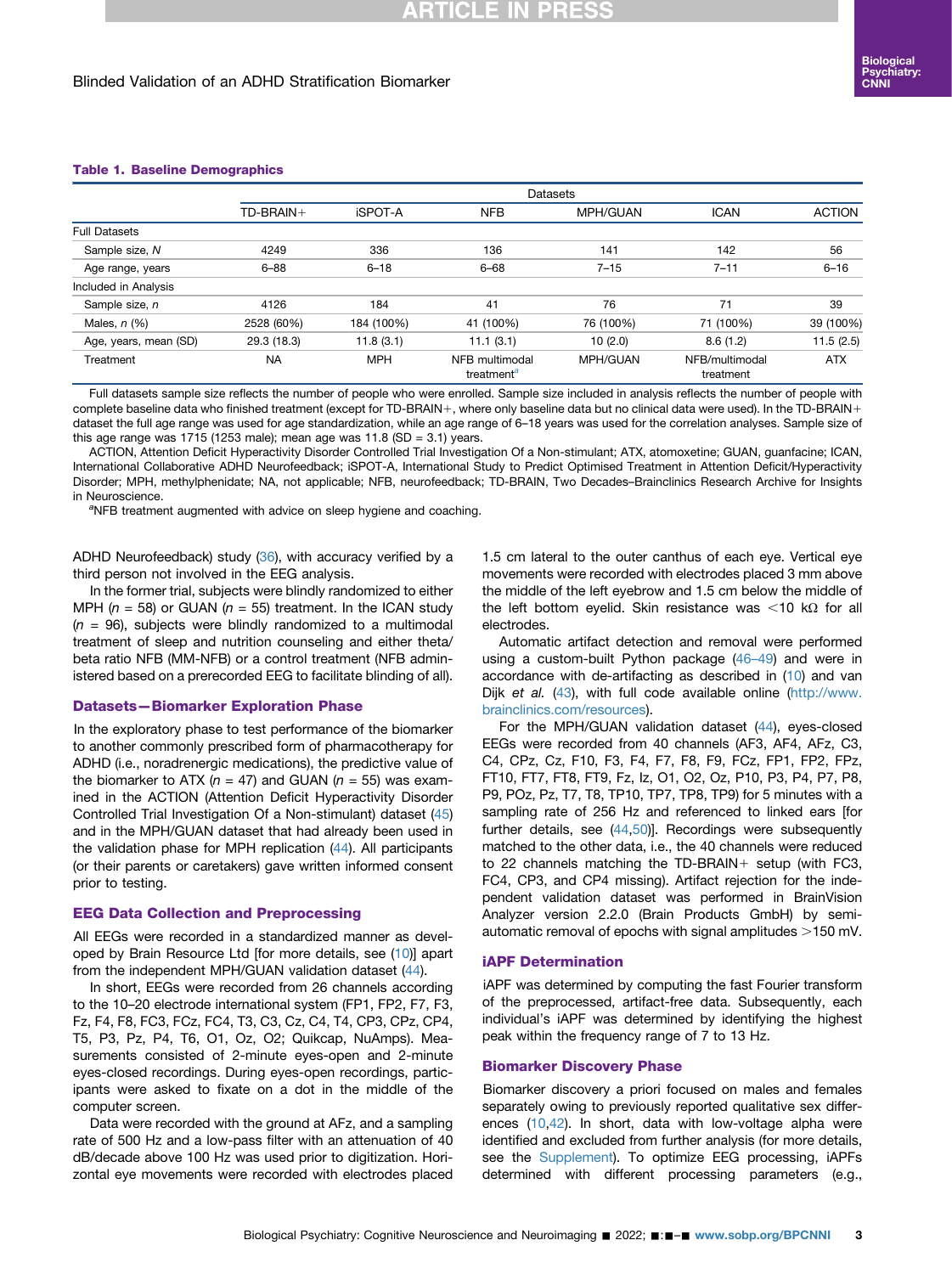**Table 1. Baseline Demographics**

| | Datasets | | | | | |
|---|---|---|---|---|---|---|
| | TD-BRAIN+ | iSPOT-A | NFB | MPH/GUAN | ICAN | ACTION |
| Full Datasets | | | | | | |
| Sample size, N | 4249 | 336 | 136 | 141 | 142 | 56 |
| Age range, years | 6–88 | 6–18 | 6–68 | 7–15 | 7–11 | 6–16 |
| Included in Analysis | | | | | | |
| Sample size, n | 4126 | 184 | 41 | 76 | 71 | 39 |
| Males, n (%) | 2528 (60%) | 184 (100%) | 41 (100%) | 76 (100%) | 71 (100%) | 39 (100%) |
| Age, years, mean (SD) | 29.3 (18.3) | 11.8 (3.1) | 11.1 (3.1) | 10 (2.0) | 8.6 (1.2) | 11.5 (2.5) |
| Treatment | NA | MPH | NFB multimodal treatment[a] | MPH/GUAN | NFB/multimodal treatment | ATX |

Full datasets sample size reflects the number of people who were enrolled. Sample size included in analysis reflects the number of people with complete baseline data who finished treatment (except for TD-BRAIN+, where only baseline data but no clinical data were used). In the TD-BRAIN+ dataset the full age range was used for age standardization, while an age range of 6–18 years was used for the correlation analyses. Sample size of this age range was 1715 (1253 male); mean age was 11.8 (SD = 3.1) years.

ACTION, Attention Deficit Hyperactivity Disorder Controlled Trial Investigation Of a Non-stimulant; ATX, atomoxetine; GUAN, guanfacine; ICAN, International Collaborative ADHD Neurofeedback; iSPOT-A, International Study to Predict Optimised Treatment in Attention Deficit/Hyperactivity Disorder; MPH, methylphenidate; NA, not applicable; NFB, neurofeedback; TD-BRAIN, Two Decades–Brainclinics Research Archive for Insights in Neuroscience.

[a]NFB treatment augmented with advice on sleep hygiene and coaching.

ADHD Neurofeedback) study (36), with accuracy verified by a third person not involved in the EEG analysis.

In the former trial, subjects were blindly randomized to either MPH ($n$ = 58) or GUAN ($n$ = 55) treatment. In the ICAN study ($n$ = 96), subjects were blindly randomized to a multimodal treatment of sleep and nutrition counseling and either theta/beta ratio NFB (MM-NFB) or a control treatment (NFB administered based on a prerecorded EEG to facilitate blinding of all).

### Datasets—Biomarker Exploration Phase

In the exploratory phase to test performance of the biomarker to another commonly prescribed form of pharmacotherapy for ADHD (i.e., noradrenergic medications), the predictive value of the biomarker to ATX ($n$ = 47) and GUAN ($n$ = 55) was examined in the ACTION (Attention Deficit Hyperactivity Disorder Controlled Trial Investigation Of a Non-stimulant) dataset (45) and in the MPH/GUAN dataset that had already been used in the validation phase for MPH replication (44). All participants (or their parents or caretakers) gave written informed consent prior to testing.

### EEG Data Collection and Preprocessing

All EEGs were recorded in a standardized manner as developed by Brain Resource Ltd [for more details, see (10)] apart from the independent MPH/GUAN validation dataset (44).

In short, EEGs were recorded from 26 channels according to the 10–20 electrode international system (FP1, FP2, F7, F3, Fz, F4, F8, FC3, FCz, FC4, T3, C3, Cz, C4, T4, CP3, CPz, CP4, T5, P3, Pz, P4, T6, O1, Oz, O2; Quikcap, NuAmps). Measurements consisted of 2-minute eyes-open and 2-minute eyes-closed recordings. During eyes-open recordings, participants were asked to fixate on a dot in the middle of the computer screen.

Data were recorded with the ground at AFz, and a sampling rate of 500 Hz and a low-pass filter with an attenuation of 40 dB/decade above 100 Hz was used prior to digitization. Horizontal eye movements were recorded with electrodes placed 1.5 cm lateral to the outer canthus of each eye. Vertical eye movements were recorded with electrodes placed 3 mm above the middle of the left eyebrow and 1.5 cm below the middle of the left bottom eyelid. Skin resistance was <10 kΩ for all electrodes.

Automatic artifact detection and removal were performed using a custom-built Python package (46–49) and were in accordance with de-artifacting as described in (10) and van Dijk *et al.* (43), with full code available online (http://www.brainclinics.com/resources).

For the MPH/GUAN validation dataset (44), eyes-closed EEGs were recorded from 40 channels (AF3, AF4, AFz, C3, C4, CPz, Cz, F10, F3, F4, F7, F8, F9, FCz, FP1, FP2, FPz, FT10, FT7, FT8, FT9, Fz, Iz, O1, O2, Oz, P10, P3, P4, P7, P8, P9, POz, Pz, T7, T8, TP10, TP7, TP8, TP9) for 5 minutes with a sampling rate of 256 Hz and referenced to linked ears [for further details, see (44,50)]. Recordings were subsequently matched to the other data, i.e., the 40 channels were reduced to 22 channels matching the TD-BRAIN+ setup (with FC3, FC4, CP3, and CP4 missing). Artifact rejection for the independent validation dataset was performed in BrainVision Analyzer version 2.2.0 (Brain Products GmbH) by semi-automatic removal of epochs with signal amplitudes >150 mV.

### iAPF Determination

iAPF was determined by computing the fast Fourier transform of the preprocessed, artifact-free data. Subsequently, each individual's iAPF was determined by identifying the highest peak within the frequency range of 7 to 13 Hz.

### Biomarker Discovery Phase

Biomarker discovery a priori focused on males and females separately owing to previously reported qualitative sex differences (10,42). In short, data with low-voltage alpha were identified and excluded from further analysis (for more details, see the Supplement). To optimize EEG processing, iAPFs determined with different processing parameters (e.g.,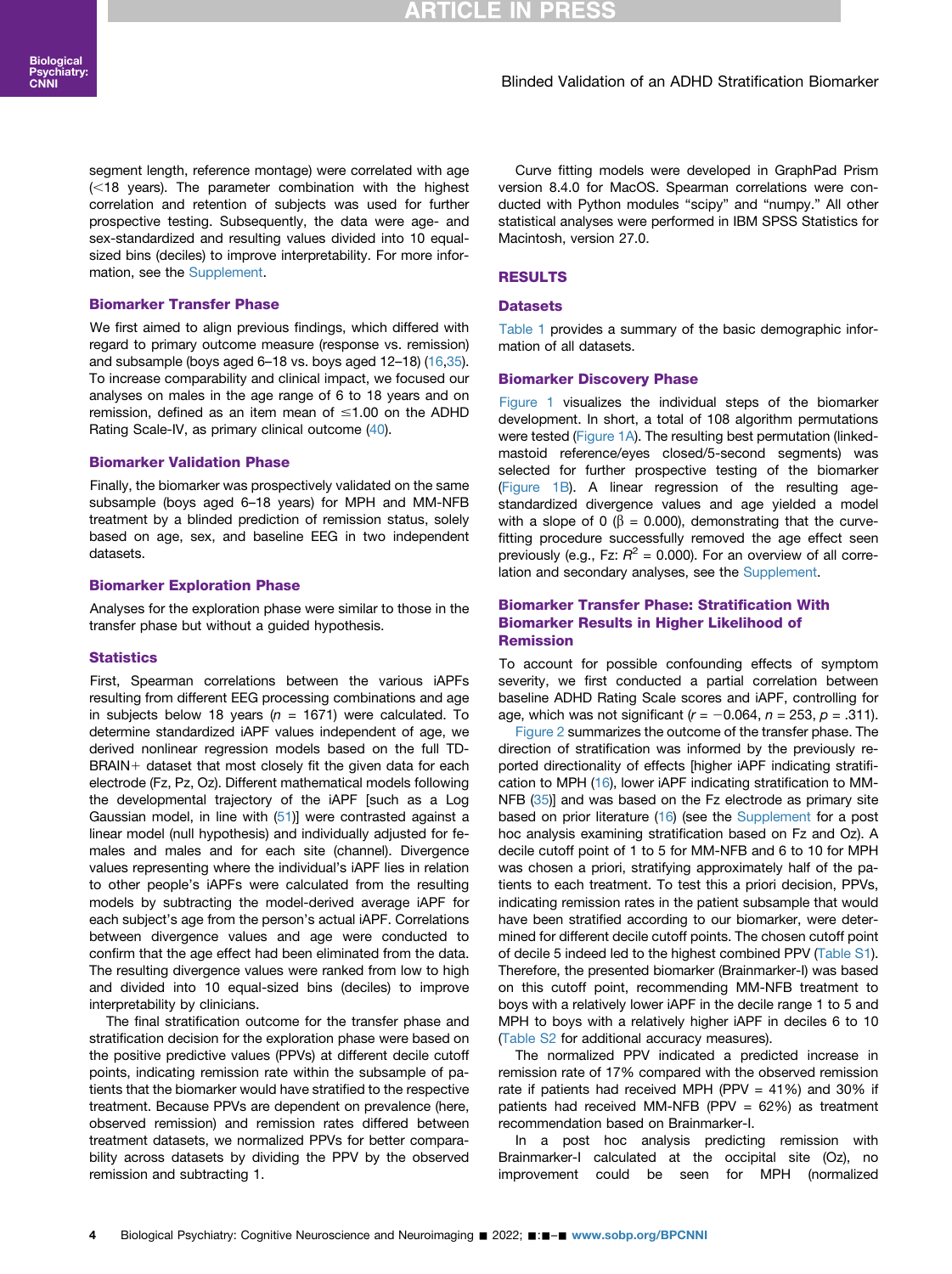segment length, reference montage) were correlated with age (<18 years). The parameter combination with the highest correlation and retention of subjects was used for further prospective testing. Subsequently, the data were age- and sex-standardized and resulting values divided into 10 equal-sized bins (deciles) to improve interpretability. For more information, see the Supplement.

### Biomarker Transfer Phase

We first aimed to align previous findings, which differed with regard to primary outcome measure (response vs. remission) and subsample (boys aged 6–18 vs. boys aged 12–18) (16,35). To increase comparability and clinical impact, we focused our analyses on males in the age range of 6 to 18 years and on remission, defined as an item mean of ≤1.00 on the ADHD Rating Scale-IV, as primary clinical outcome (40).

### Biomarker Validation Phase

Finally, the biomarker was prospectively validated on the same subsample (boys aged 6–18 years) for MPH and MM-NFB treatment by a blinded prediction of remission status, solely based on age, sex, and baseline EEG in two independent datasets.

### Biomarker Exploration Phase

Analyses for the exploration phase were similar to those in the transfer phase but without a guided hypothesis.

### Statistics

First, Spearman correlations between the various iAPFs resulting from different EEG processing combinations and age in subjects below 18 years ($n$ = 1671) were calculated. To determine standardized iAPF values independent of age, we derived nonlinear regression models based on the full TD-BRAIN+ dataset that most closely fit the given data for each electrode (Fz, Pz, Oz). Different mathematical models following the developmental trajectory of the iAPF [such as a Log Gaussian model, in line with (51)] were contrasted against a linear model (null hypothesis) and individually adjusted for females and males and for each site (channel). Divergence values representing where the individual's iAPF lies in relation to other people's iAPFs were calculated from the resulting models by subtracting the model-derived average iAPF for each subject's age from the person's actual iAPF. Correlations between divergence values and age were conducted to confirm that the age effect had been eliminated from the data. The resulting divergence values were ranked from low to high and divided into 10 equal-sized bins (deciles) to improve interpretability by clinicians.

The final stratification outcome for the transfer phase and stratification decision for the exploration phase were based on the positive predictive values (PPVs) at different decile cutoff points, indicating remission rate within the subsample of patients that the biomarker would have stratified to the respective treatment. Because PPVs are dependent on prevalence (here, observed remission) and remission rates differed between treatment datasets, we normalized PPVs for better comparability across datasets by dividing the PPV by the observed remission and subtracting 1.

Curve fitting models were developed in GraphPad Prism version 8.4.0 for MacOS. Spearman correlations were conducted with Python modules "scipy" and "numpy." All other statistical analyses were performed in IBM SPSS Statistics for Macintosh, version 27.0.

## RESULTS

### Datasets

Table 1 provides a summary of the basic demographic information of all datasets.

### Biomarker Discovery Phase

Figure 1 visualizes the individual steps of the biomarker development. In short, a total of 108 algorithm permutations were tested (Figure 1A). The resulting best permutation (linked-mastoid reference/eyes closed/5-second segments) was selected for further prospective testing of the biomarker (Figure 1B). A linear regression of the resulting age-standardized divergence values and age yielded a model with a slope of 0 ($\beta$ = 0.000), demonstrating that the curve-fitting procedure successfully removed the age effect seen previously (e.g., Fz: $R^2$ = 0.000). For an overview of all correlation and secondary analyses, see the Supplement.

### Biomarker Transfer Phase: Stratification With Biomarker Results in Higher Likelihood of Remission

To account for possible confounding effects of symptom severity, we first conducted a partial correlation between baseline ADHD Rating Scale scores and iAPF, controlling for age, which was not significant ($r$ = −0.064, $n$ = 253, $p$ = .311).

Figure 2 summarizes the outcome of the transfer phase. The direction of stratification was informed by the previously reported directionality of effects [higher iAPF indicating stratification to MPH (16), lower iAPF indicating stratification to MM-NFB (35)] and was based on the Fz electrode as primary site based on prior literature (16) (see the Supplement for a post hoc analysis examining stratification based on Fz and Oz). A decile cutoff point of 1 to 5 for MM-NFB and 6 to 10 for MPH was chosen a priori, stratifying approximately half of the patients to each treatment. To test this a priori decision, PPVs, indicating remission rates in the patient subsample that would have been stratified according to our biomarker, were determined for different decile cutoff points. The chosen cutoff point of decile 5 indeed led to the highest combined PPV (Table S1). Therefore, the presented biomarker (Brainmarker-I) was based on this cutoff point, recommending MM-NFB treatment to boys with a relatively lower iAPF in the decile range 1 to 5 and MPH to boys with a relatively higher iAPF in deciles 6 to 10 (Table S2 for additional accuracy measures).

The normalized PPV indicated a predicted increase in remission rate of 17% compared with the observed remission rate if patients had received MPH (PPV = 41%) and 30% if patients had received MM-NFB (PPV = 62%) as treatment recommendation based on Brainmarker-I.

In a post hoc analysis predicting remission with Brainmarker-I calculated at the occipital site (Oz), no improvement could be seen for MPH (normalized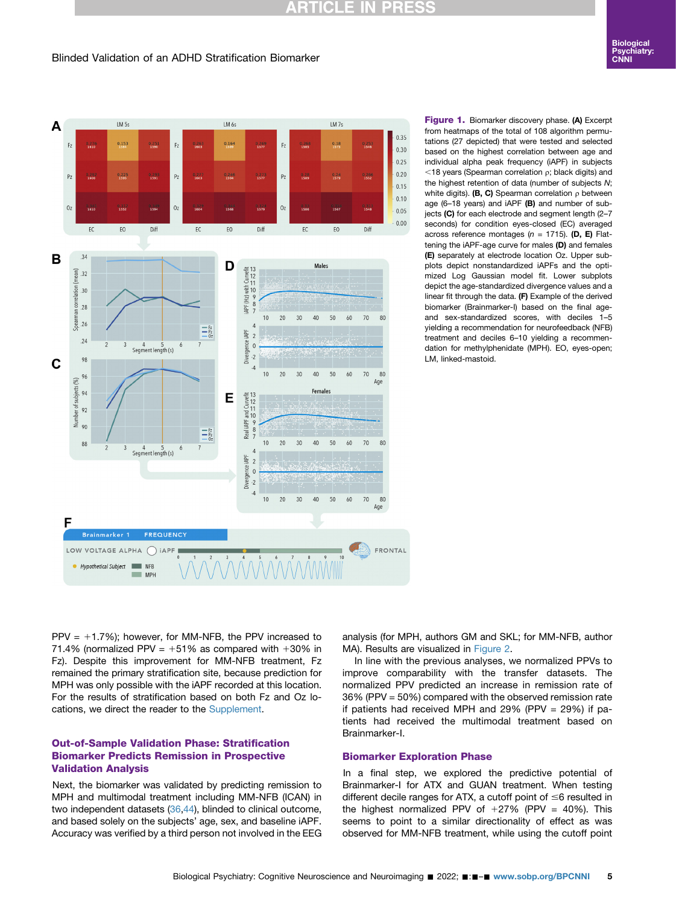**Figure 1.** Biomarker discovery phase. **(A)** Excerpt from heatmaps of the total of 108 algorithm permutations (27 depicted) that were tested and selected based on the highest correlation between age and individual alpha peak frequency (iAPF) in subjects <18 years (Spearman correlation ρ; black digits) and the highest retention of data (number of subjects *N*; white digits). **(B, C)** Spearman correlation ρ between age (6–18 years) and iAPF **(B)** and number of subjects **(C)** for each electrode and segment length (2–7 seconds) for condition eyes-closed (EC) averaged across reference montages (*n* = 1715). **(D, E)** Flattening the iAPF-age curve for males **(D)** and females **(E)** separately at electrode location Oz. Upper subplots depict nonstandardized iAPFs and the optimized Log Gaussian model fit. Lower subplots depict the age-standardized divergence values and a linear fit through the data. **(F)** Example of the derived biomarker (Brainmarker-I) based on the final age- and sex-standardized scores, with deciles 1–5 yielding a recommendation for neurofeedback (NFB) treatment and deciles 6–10 yielding a recommendation for methylphenidate (MPH). EO, eyes-open; LM, linked-mastoid.

PPV = +1.7%); however, for MM-NFB, the PPV increased to 71.4% (normalized PPV = +51% as compared with +30% in Fz). Despite this improvement for MM-NFB treatment, Fz remained the primary stratification site, because prediction for MPH was only possible with the iAPF recorded at this location. For the results of stratification based on both Fz and Oz locations, we direct the reader to the Supplement.

## Out-of-Sample Validation Phase: Stratification Biomarker Predicts Remission in Prospective Validation Analysis

Next, the biomarker was validated by predicting remission to MPH and multimodal treatment including MM-NFB (ICAN) in two independent datasets (36,44), blinded to clinical outcome, and based solely on the subjects' age, sex, and baseline iAPF. Accuracy was verified by a third person not involved in the EEG analysis (for MPH, authors GM and SKL; for MM-NFB, author MA). Results are visualized in Figure 2.

In line with the previous analyses, we normalized PPVs to improve comparability with the transfer datasets. The normalized PPV predicted an increase in remission rate of 36% (PPV = 50%) compared with the observed remission rate if patients had received MPH and 29% (PPV = 29%) if patients had received the multimodal treatment based on Brainmarker-I.

## Biomarker Exploration Phase

In a final step, we explored the predictive potential of Brainmarker-I for ATX and GUAN treatment. When testing different decile ranges for ATX, a cutoff point of ≤6 resulted in the highest normalized PPV of +27% (PPV = 40%). This seems to point to a similar directionality of effect as was observed for MM-NFB treatment, while using the cutoff point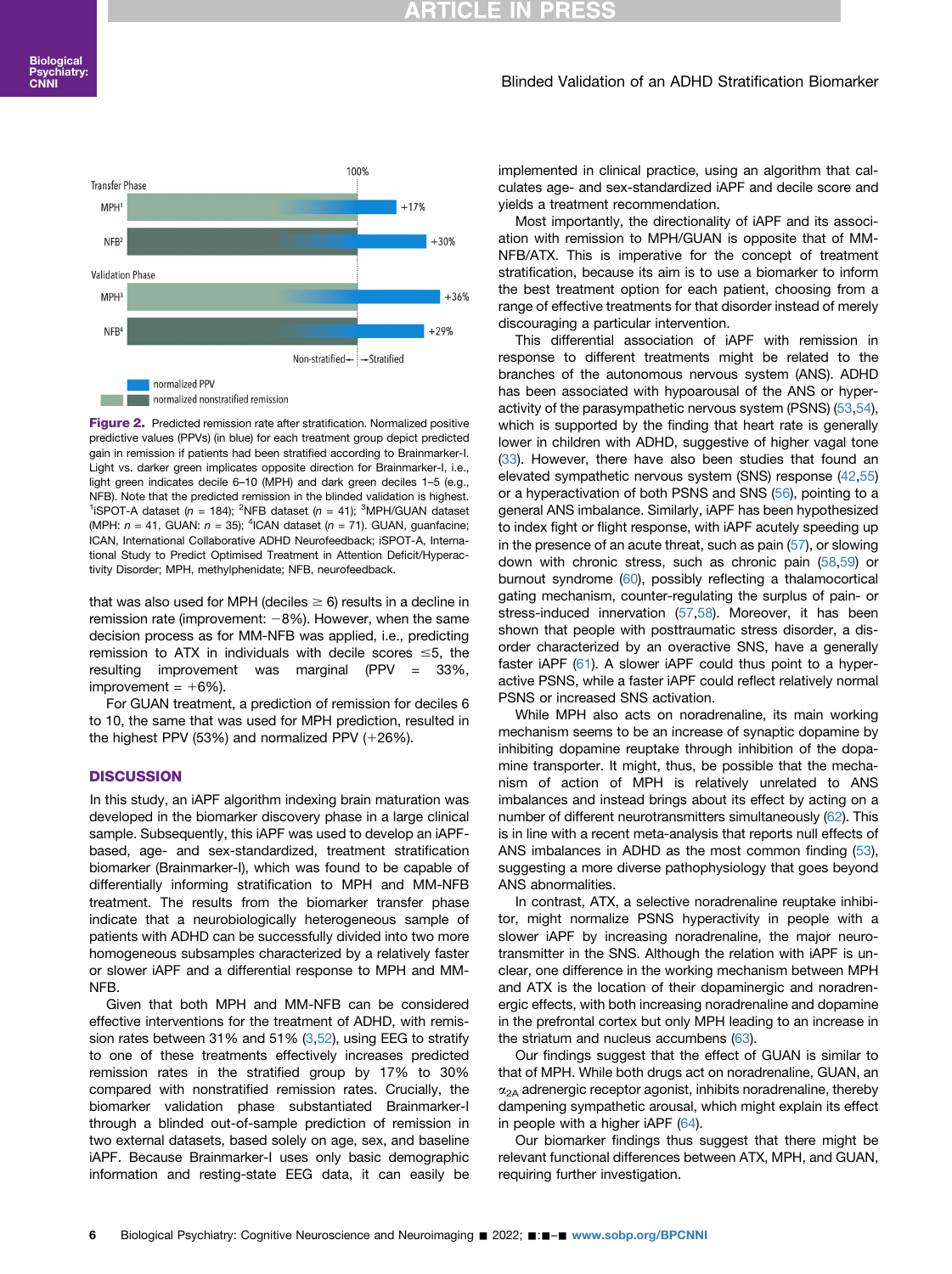Transfer Phase

MPH[1] +17%

NFB[2] +30%

Validation Phase

MPH[3] +36%

NFB[4] +29%

Non-stratified ← → Stratified

100%

normalized PPV

normalized nonstratified remission

**Figure 2.** Predicted remission rate after stratification. Normalized positive predictive values (PPVs) (in blue) for each treatment group depict predicted gain in remission if patients had been stratified according to Brainmarker-I. Light vs. darker green implicates opposite direction for Brainmarker-I, i.e., light green indicates decile 6–10 (MPH) and dark green deciles 1–5 (e.g., NFB). Note that the predicted remission in the blinded validation is highest. [1]iSPOT-A dataset ($n$ = 184); [2]NFB dataset ($n$ = 41); [3]MPH/GUAN dataset (MPH: $n$ = 41, GUAN: $n$ = 35); [4]ICAN dataset ($n$ = 71). GUAN, guanfacine; ICAN, International Collaborative ADHD Neurofeedback; iSPOT-A, International Study to Predict Optimised Treatment in Attention Deficit/Hyperactivity Disorder; MPH, methylphenidate; NFB, neurofeedback.

that was also used for MPH (deciles ≥ 6) results in a decline in remission rate (improvement: −8%). However, when the same decision process as for MM-NFB was applied, i.e., predicting remission to ATX in individuals with decile scores ≤5, the resulting improvement was marginal (PPV = 33%, improvement = +6%).

For GUAN treatment, a prediction of remission for deciles 6 to 10, the same that was used for MPH prediction, resulted in the highest PPV (53%) and normalized PPV (+26%).

## DISCUSSION

In this study, an iAPF algorithm indexing brain maturation was developed in the biomarker discovery phase in a large clinical sample. Subsequently, this iAPF was used to develop an iAPF-based, age- and sex-standardized, treatment stratification biomarker (Brainmarker-I), which was found to be capable of differentially informing stratification to MPH and MM-NFB treatment. The results from the biomarker transfer phase indicate that a neurobiologically heterogeneous sample of patients with ADHD can be successfully divided into two more homogeneous subsamples characterized by a relatively faster or slower iAPF and a differential response to MPH and MM-NFB.

Given that both MPH and MM-NFB can be considered effective interventions for the treatment of ADHD, with remission rates between 31% and 51% (3,52), using EEG to stratify to one of these treatments effectively increases predicted remission rates in the stratified group by 17% to 30% compared with nonstratified remission rates. Crucially, the biomarker validation phase substantiated Brainmarker-I through a blinded out-of-sample prediction of remission in two external datasets, based solely on age, sex, and baseline iAPF. Because Brainmarker-I uses only basic demographic information and resting-state EEG data, it can easily be implemented in clinical practice, using an algorithm that calculates age- and sex-standardized iAPF and decile score and yields a treatment recommendation.

Most importantly, the directionality of iAPF and its association with remission to MPH/GUAN is opposite that of MM-NFB/ATX. This is imperative for the concept of treatment stratification, because its aim is to use a biomarker to inform the best treatment option for each patient, choosing from a range of effective treatments for that disorder instead of merely discouraging a particular intervention.

This differential association of iAPF with remission in response to different treatments might be related to the branches of the autonomous nervous system (ANS). ADHD has been associated with hypoarousal of the ANS or hyperactivity of the parasympathetic nervous system (PSNS) (53,54), which is supported by the finding that heart rate is generally lower in children with ADHD, suggestive of higher vagal tone (33). However, there have also been studies that found an elevated sympathetic nervous system (SNS) response (42,55) or a hyperactivation of both PSNS and SNS (56), pointing to a general ANS imbalance. Similarly, iAPF has been hypothesized to index fight or flight response, with iAPF acutely speeding up in the presence of an acute threat, such as pain (57), or slowing down with chronic stress, such as chronic pain (58,59) or burnout syndrome (60), possibly reflecting a thalamocortical gating mechanism, counter-regulating the surplus of pain- or stress-induced innervation (57,58). Moreover, it has been shown that people with posttraumatic stress disorder, a disorder characterized by an overactive SNS, have a generally faster iAPF (61). A slower iAPF could thus point to a hyperactive PSNS, while a faster iAPF could reflect relatively normal PSNS or increased SNS activation.

While MPH also acts on noradrenaline, its main working mechanism seems to be an increase of synaptic dopamine by inhibiting dopamine reuptake through inhibition of the dopamine transporter. It might, thus, be possible that the mechanism of action of MPH is relatively unrelated to ANS imbalances and instead brings about its effect by acting on a number of different neurotransmitters simultaneously (62). This is in line with a recent meta-analysis that reports null effects of ANS imbalances in ADHD as the most common finding (53), suggesting a more diverse pathophysiology that goes beyond ANS abnormalities.

In contrast, ATX, a selective noradrenaline reuptake inhibitor, might normalize PSNS hyperactivity in people with a slower iAPF by increasing noradrenaline, the major neurotransmitter in the SNS. Although the relation with iAPF is unclear, one difference in the working mechanism between MPH and ATX is the location of their dopaminergic and noradrenergic effects, with both increasing noradrenaline and dopamine in the prefrontal cortex but only MPH leading to an increase in the striatum and nucleus accumbens (63).

Our findings suggest that the effect of GUAN is similar to that of MPH. While both drugs act on noradrenaline, GUAN, an $\alpha_{2A}$ adrenergic receptor agonist, inhibits noradrenaline, thereby dampening sympathetic arousal, which might explain its effect in people with a higher iAPF (64).

Our biomarker findings thus suggest that there might be relevant functional differences between ATX, MPH, and GUAN, requiring further investigation.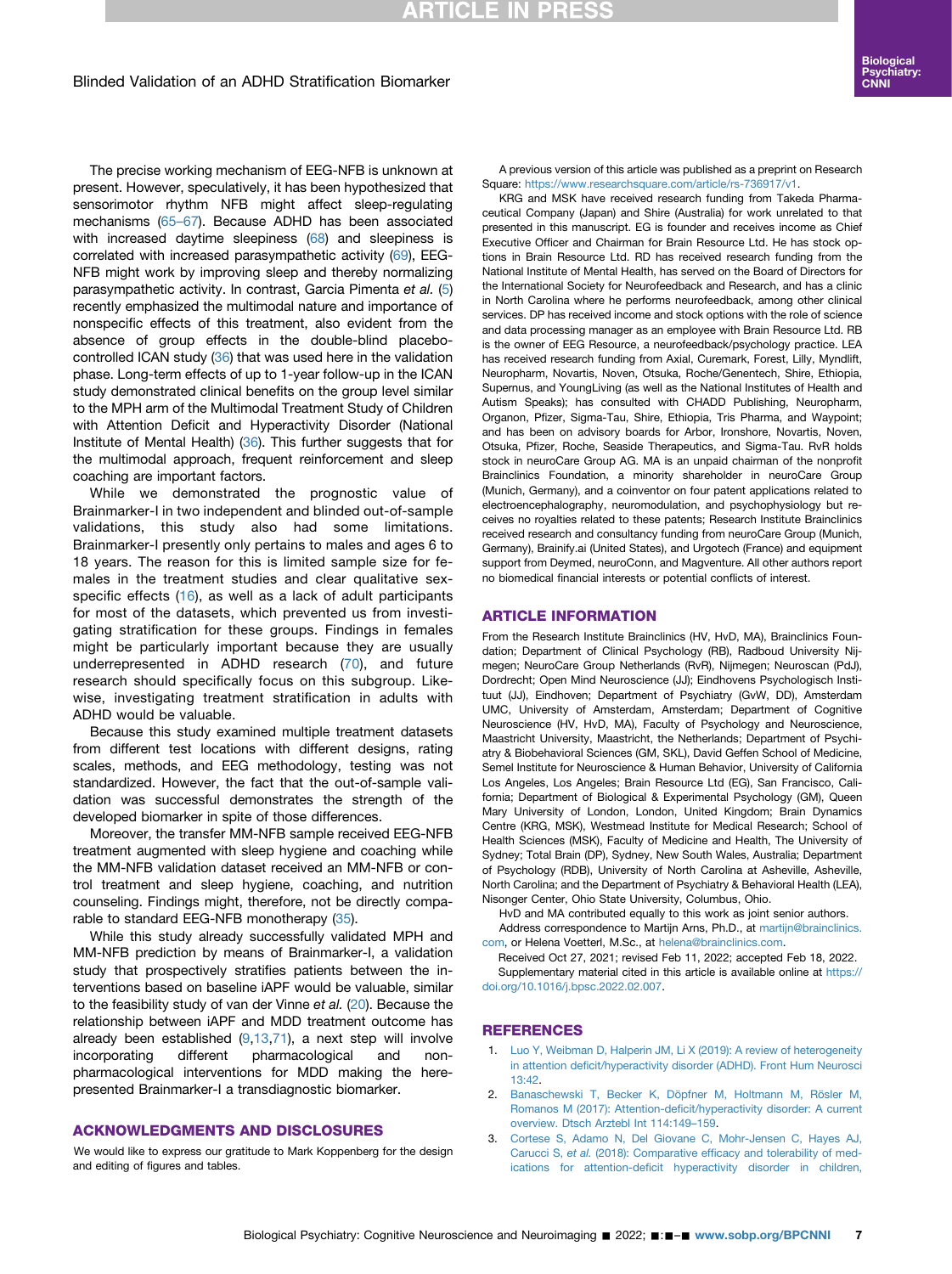The precise working mechanism of EEG-NFB is unknown at present. However, speculatively, it has been hypothesized that sensorimotor rhythm NFB might affect sleep-regulating mechanisms (65–67). Because ADHD has been associated with increased daytime sleepiness (68) and sleepiness is correlated with increased parasympathetic activity (69), EEG-NFB might work by improving sleep and thereby normalizing parasympathetic activity. In contrast, Garcia Pimenta *et al.* (5) recently emphasized the multimodal nature and importance of nonspecific effects of this treatment, also evident from the absence of group effects in the double-blind placebo-controlled ICAN study (36) that was used here in the validation phase. Long-term effects of up to 1-year follow-up in the ICAN study demonstrated clinical benefits on the group level similar to the MPH arm of the Multimodal Treatment Study of Children with Attention Deficit and Hyperactivity Disorder (National Institute of Mental Health) (36). This further suggests that for the multimodal approach, frequent reinforcement and sleep coaching are important factors.

While we demonstrated the prognostic value of Brainmarker-I in two independent and blinded out-of-sample validations, this study also had some limitations. Brainmarker-I presently only pertains to males and ages 6 to 18 years. The reason for this is limited sample size for females in the treatment studies and clear qualitative sex-specific effects (16), as well as a lack of adult participants for most of the datasets, which prevented us from investigating stratification for these groups. Findings in females might be particularly important because they are usually underrepresented in ADHD research (70), and future research should specifically focus on this subgroup. Likewise, investigating treatment stratification in adults with ADHD would be valuable.

Because this study examined multiple treatment datasets from different test locations with different designs, rating scales, methods, and EEG methodology, testing was not standardized. However, the fact that the out-of-sample validation was successful demonstrates the strength of the developed biomarker in spite of those differences.

Moreover, the transfer MM-NFB sample received EEG-NFB treatment augmented with sleep hygiene and coaching while the MM-NFB validation dataset received an MM-NFB or control treatment and sleep hygiene, coaching, and nutrition counseling. Findings might, therefore, not be directly comparable to standard EEG-NFB monotherapy (35).

While this study already successfully validated MPH and MM-NFB prediction by means of Brainmarker-I, a validation study that prospectively stratifies patients between the interventions based on baseline iAPF would be valuable, similar to the feasibility study of van der Vinne *et al.* (20). Because the relationship between iAPF and MDD treatment outcome has already been established (9,13,71), a next step will involve incorporating different pharmacological and nonpharmacological interventions for MDD making the here-presented Brainmarker-I a transdiagnostic biomarker.

## ACKNOWLEDGMENTS AND DISCLOSURES

We would like to express our gratitude to Mark Koppenberg for the design and editing of figures and tables.

A previous version of this article was published as a preprint on Research Square: https://www.researchsquare.com/article/rs-736917/v1.

KRG and MSK have received research funding from Takeda Pharmaceutical Company (Japan) and Shire (Australia) for work unrelated to that presented in this manuscript. EG is founder and receives income as Chief Executive Officer and Chairman for Brain Resource Ltd. He has stock options in Brain Resource Ltd. RD has received research funding from the National Institute of Mental Health, has served on the Board of Directors for the International Society for Neurofeedback and Research, and has a clinic in North Carolina where he performs neurofeedback, among other clinical services. DP has received income and stock options with the role of science and data processing manager as an employee with Brain Resource Ltd. RB is the owner of EEG Resource, a neurofeedback/psychology practice. LEA has received research funding from Axial, Curemark, Forest, Lilly, Myndlift, Neuropharm, Novartis, Noven, Otsuka, Roche/Genentech, Shire, Ethiopia, Supernus, and YoungLiving (as well as the National Institutes of Health and Autism Speaks); has consulted with CHADD Publishing, Neuropharm, Organon, Pfizer, Sigma-Tau, Shire, Ethiopia, Tris Pharma, and Waypoint; and has been on advisory boards for Arbor, Ironshore, Novartis, Noven, Otsuka, Pfizer, Roche, Seaside Therapeutics, and Sigma-Tau. RvR holds stock in neuroCare Group AG. MA is an unpaid chairman of the nonprofit Brainclinics Foundation, a minority shareholder in neuroCare Group (Munich, Germany), and a coinventor on four patent applications related to electroencephalography, neuromodulation, and psychophysiology but receives no royalties related to these patents; Research Institute Brainclinics received research and consultancy funding from neuroCare Group (Munich, Germany), Brainify.ai (United States), and Urgotech (France) and equipment support from Deymed, neuroConn, and Magventure. All other authors report no biomedical financial interests or potential conflicts of interest.

## ARTICLE INFORMATION

From the Research Institute Brainclinics (HV, HvD, MA), Brainclinics Foundation; Department of Clinical Psychology (RB), Radboud University Nijmegen; NeuroCare Group Netherlands (RvR), Nijmegen; Neuroscan (PdJ), Dordrecht; Open Mind Neuroscience (JJ); Eindhovens Psychologisch Instituut (JJ), Eindhoven; Department of Psychiatry (GvW, DD), Amsterdam UMC, University of Amsterdam, Amsterdam; Department of Cognitive Neuroscience (HV, HvD, MA), Faculty of Psychology and Neuroscience, Maastricht University, Maastricht, the Netherlands; Department of Psychiatry & Biobehavioral Sciences (GM, SKL), David Geffen School of Medicine, Semel Institute for Neuroscience & Human Behavior, University of California Los Angeles, Los Angeles; Brain Resource Ltd (EG), San Francisco, California; Department of Biological & Experimental Psychology (GM), Queen Mary University of London, London, United Kingdom; Brain Dynamics Centre (KRG, MSK), Westmead Institute for Medical Research; School of Health Sciences (MSK), Faculty of Medicine and Health, The University of Sydney; Total Brain (DP), Sydney, New South Wales, Australia; Department of Psychology (RDB), University of North Carolina at Asheville, Asheville, North Carolina; and the Department of Psychiatry & Behavioral Health (LEA), Nisonger Center, Ohio State University, Columbus, Ohio.

HvD and MA contributed equally to this work as joint senior authors.

Address correspondence to Martijn Arns, Ph.D., at martijn@brainclinics.com, or Helena Voetterl, M.Sc., at helena@brainclinics.com.

Received Oct 27, 2021; revised Feb 11, 2022; accepted Feb 18, 2022.

Supplementary material cited in this article is available online at https://doi.org/10.1016/j.bpsc.2022.02.007.

## REFERENCES

1. Luo Y, Weibman D, Halperin JM, Li X (2019): A review of heterogeneity in attention deficit/hyperactivity disorder (ADHD). Front Hum Neurosci 13:42.
2. Banaschewski T, Becker K, Döpfner M, Holtmann M, Rösler M, Romanos M (2017): Attention-deficit/hyperactivity disorder: A current overview. Dtsch Arztebl Int 114:149–159.
3. Cortese S, Adamo N, Del Giovane C, Mohr-Jensen C, Hayes AJ, Carucci S, *et al.* (2018): Comparative efficacy and tolerability of medications for attention-deficit hyperactivity disorder in children,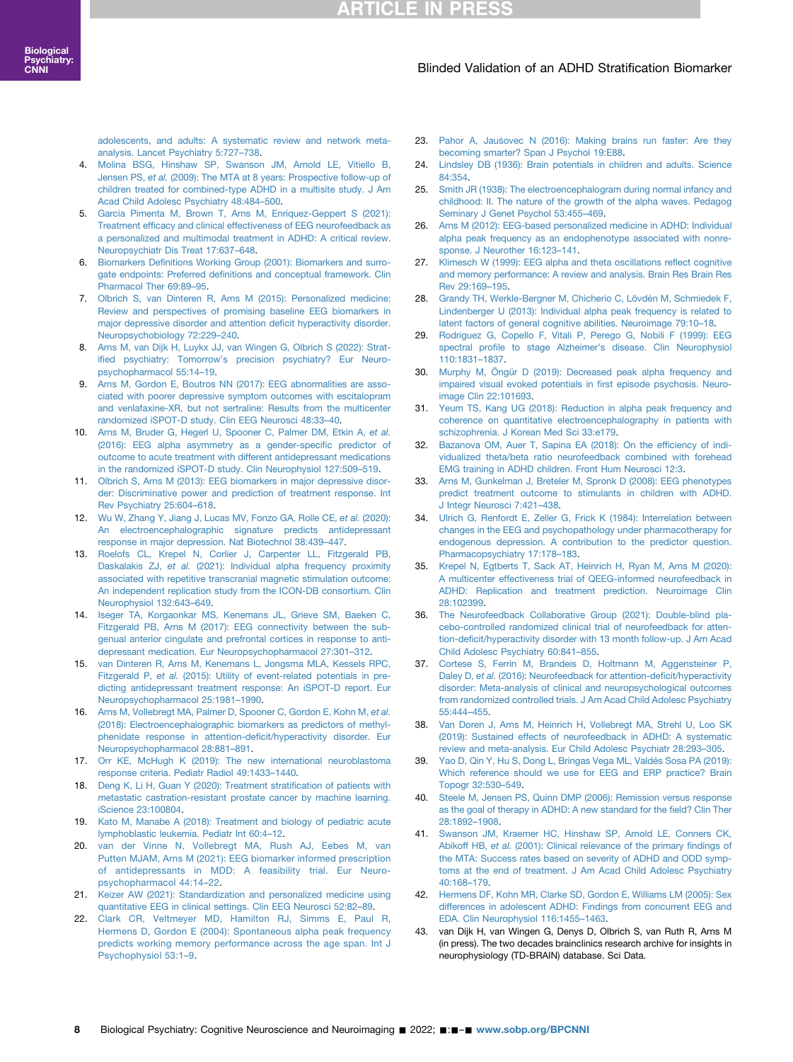adolescents, and adults: A systematic review and network meta-analysis. Lancet Psychiatry 5:727–738.

4. Molina BSG, Hinshaw SP, Swanson JM, Arnold LE, Vitiello B, Jensen PS, *et al.* (2009): The MTA at 8 years: Prospective follow-up of children treated for combined-type ADHD in a multisite study. J Am Acad Child Adolesc Psychiatry 48:484–500.
5. Garcia Pimenta M, Brown T, Arns M, Enriquez-Geppert S (2021): Treatment efficacy and clinical effectiveness of EEG neurofeedback as a personalized and multimodal treatment in ADHD: A critical review. Neuropsychiatr Dis Treat 17:637–648.
6. Biomarkers Definitions Working Group (2001): Biomarkers and surrogate endpoints: Preferred definitions and conceptual framework. Clin Pharmacol Ther 69:89–95.
7. Olbrich S, van Dinteren R, Arns M (2015): Personalized medicine: Review and perspectives of promising baseline EEG biomarkers in major depressive disorder and attention deficit hyperactivity disorder. Neuropsychobiology 72:229–240.
8. Arns M, van Dijk H, Luykx JJ, van Wingen G, Olbrich S (2022): Stratified psychiatry: Tomorrow's precision psychiatry? Eur Neuropsychopharmacol 55:14–19.
9. Arns M, Gordon E, Boutros NN (2017): EEG abnormalities are associated with poorer depressive symptom outcomes with escitalopram and venlafaxine-XR, but not sertraline: Results from the multicenter randomized iSPOT-D study. Clin EEG Neurosci 48:33–40.
10. Arns M, Bruder G, Hegerl U, Spooner C, Palmer DM, Etkin A, *et al.* (2016): EEG alpha asymmetry as a gender-specific predictor of outcome to acute treatment with different antidepressant medications in the randomized iSPOT-D study. Clin Neurophysiol 127:509–519.
11. Olbrich S, Arns M (2013): EEG biomarkers in major depressive disorder: Discriminative power and prediction of treatment response. Int Rev Psychiatry 25:604–618.
12. Wu W, Zhang Y, Jiang J, Lucas MV, Fonzo GA, Rolle CE, *et al.* (2020): An electroencephalographic signature predicts antidepressant response in major depression. Nat Biotechnol 38:439–447.
13. Roelofs CL, Krepel N, Corlier J, Carpenter LL, Fitzgerald PB, Daskalakis ZJ, *et al.* (2021): Individual alpha frequency proximity associated with repetitive transcranial magnetic stimulation outcome: An independent replication study from the ICON-DB consortium. Clin Neurophysiol 132:643–649.
14. Iseger TA, Korgaonkar MS, Kenemans JL, Grieve SM, Baeken C, Fitzgerald PB, Arns M (2017): EEG connectivity between the subgenual anterior cingulate and prefrontal cortices in response to antidepressant medication. Eur Neuropsychopharmacol 27:301–312.
15. van Dinteren R, Arns M, Kenemans L, Jongsma MLA, Kessels RPC, Fitzgerald P, *et al.* (2015): Utility of event-related potentials in predicting antidepressant treatment response: An iSPOT-D report. Eur Neuropsychopharmacol 25:1981–1990.
16. Arns M, Vollebregt MA, Palmer D, Spooner C, Gordon E, Kohn M, *et al.* (2018): Electroencephalographic biomarkers as predictors of methylphenidate response in attention-deficit/hyperactivity disorder. Eur Neuropsychopharmacol 28:881–891.
17. Orr KE, McHugh K (2019): The new international neuroblastoma response criteria. Pediatr Radiol 49:1433–1440.
18. Deng K, Li H, Guan Y (2020): Treatment stratification of patients with metastatic castration-resistant prostate cancer by machine learning. iScience 23:100804.
19. Kato M, Manabe A (2018): Treatment and biology of pediatric acute lymphoblastic leukemia. Pediatr Int 60:4–12.
20. van der Vinne N, Vollebregt MA, Rush AJ, Eebes M, van Putten MJAM, Arns M (2021): EEG biomarker informed prescription of antidepressants in MDD: A feasibility trial. Eur Neuropsychopharmacol 44:14–22.
21. Keizer AW (2021): Standardization and personalized medicine using quantitative EEG in clinical settings. Clin EEG Neurosci 52:82–89.
22. Clark CR, Veltmeyer MD, Hamilton RJ, Simms E, Paul R, Hermens D, Gordon E (2004): Spontaneous alpha peak frequency predicts working memory performance across the age span. Int J Psychophysiol 53:1–9.
23. Pahor A, Jaušovec N (2016): Making brains run faster: Are they becoming smarter? Span J Psychol 19:E88.
24. Lindsley DB (1936): Brain potentials in children and adults. Science 84:354.
25. Smith JR (1938): The electroencephalogram during normal infancy and childhood: II. The nature of the growth of the alpha waves. Pedagog Seminary J Genet Psychol 53:455–469.
26. Arns M (2012): EEG-based personalized medicine in ADHD: Individual alpha peak frequency as an endophenotype associated with nonresponse. J Neurother 16:123–141.
27. Klimesch W (1999): EEG alpha and theta oscillations reflect cognitive and memory performance: A review and analysis. Brain Res Brain Res Rev 29:169–195.
28. Grandy TH, Werkle-Bergner M, Chicherio C, Lövdén M, Schmiedek F, Lindenberger U (2013): Individual alpha peak frequency is related to latent factors of general cognitive abilities. Neuroimage 79:10–18.
29. Rodriguez G, Copello F, Vitali P, Perego G, Nobili F (1999): EEG spectral profile to stage Alzheimer's disease. Clin Neurophysiol 110:1831–1837.
30. Murphy M, Öngür D (2019): Decreased peak alpha frequency and impaired visual evoked potentials in first episode psychosis. Neuroimage Clin 22:101693.
31. Yeum TS, Kang UG (2018): Reduction in alpha peak frequency and coherence on quantitative electroencephalography in patients with schizophrenia. J Korean Med Sci 33:e179.
32. Bazanova OM, Auer T, Sapina EA (2018): On the efficiency of individualized theta/beta ratio neurofeedback combined with forehead EMG training in ADHD children. Front Hum Neurosci 12:3.
33. Arns M, Gunkelman J, Breteler M, Spronk D (2008): EEG phenotypes predict treatment outcome to stimulants in children with ADHD. J Integr Neurosci 7:421–438.
34. Ulrich G, Renfordt E, Zeller G, Frick K (1984): Interrelation between changes in the EEG and psychopathology under pharmacotherapy for endogenous depression. A contribution to the predictor question. Pharmacopsychiatry 17:178–183.
35. Krepel N, Egtberts T, Sack AT, Heinrich H, Ryan M, Arns M (2020): A multicenter effectiveness trial of QEEG-informed neurofeedback in ADHD: Replication and treatment prediction. Neuroimage Clin 28:102399.
36. The Neurofeedback Collaborative Group (2021): Double-blind placebo-controlled randomized clinical trial of neurofeedback for attention-deficit/hyperactivity disorder with 13 month follow-up. J Am Acad Child Adolesc Psychiatry 60:841–855.
37. Cortese S, Ferrin M, Brandeis D, Holtmann M, Aggensteiner P, Daley D, *et al.* (2016): Neurofeedback for attention-deficit/hyperactivity disorder: Meta-analysis of clinical and neuropsychological outcomes from randomized controlled trials. J Am Acad Child Adolesc Psychiatry 55:444–455.
38. Van Doren J, Arns M, Heinrich H, Vollebregt MA, Strehl U, Loo SK (2019): Sustained effects of neurofeedback in ADHD: A systematic review and meta-analysis. Eur Child Adolesc Psychiatr 28:293–305.
39. Yao D, Qin Y, Hu S, Dong L, Bringas Vega ML, Valdés Sosa PA (2019): Which reference should we use for EEG and ERP practice? Brain Topogr 32:530–549.
40. Steele M, Jensen PS, Quinn DMP (2006): Remission versus response as the goal of therapy in ADHD: A new standard for the field? Clin Ther 28:1892–1908.
41. Swanson JM, Kraemer HC, Hinshaw SP, Arnold LE, Conners CK, Abikoff HB, *et al.* (2001): Clinical relevance of the primary findings of the MTA: Success rates based on severity of ADHD and ODD symptoms at the end of treatment. J Am Acad Child Adolesc Psychiatry 40:168–179.
42. Hermens DF, Kohn MR, Clarke SD, Gordon E, Williams LM (2005): Sex differences in adolescent ADHD: Findings from concurrent EEG and EDA. Clin Neurophysiol 116:1455–1463.
43. van Dijk H, van Wingen G, Denys D, Olbrich S, van Ruth R, Arns M (in press). The two decades brainclinics research archive for insights in neurophysiology (TD-BRAIN) database. Sci Data.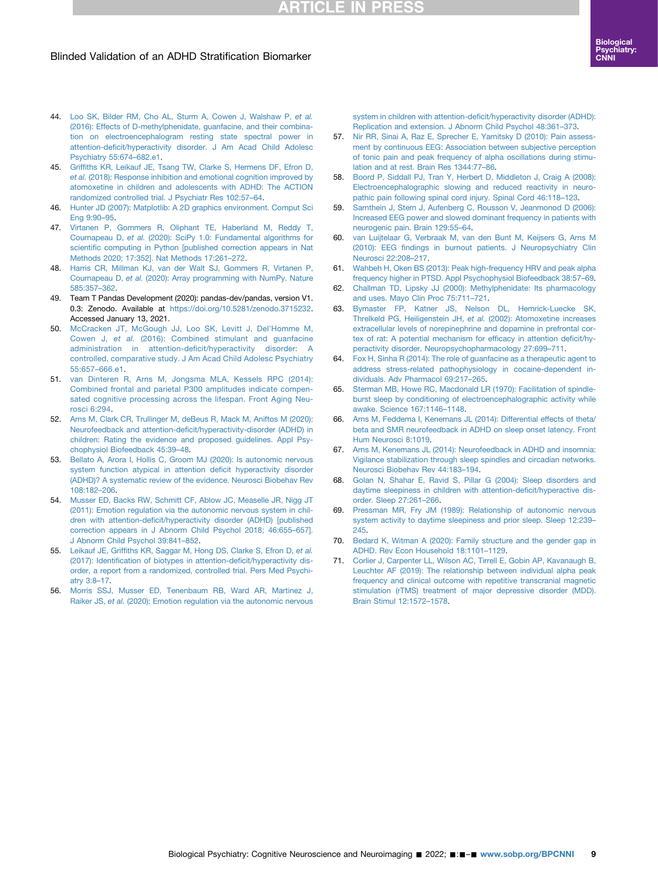44. Loo SK, Bilder RM, Cho AL, Sturm A, Cowen J, Walshaw P, *et al.* (2016): Effects of D-methylphenidate, guanfacine, and their combination on electroencephalogram resting state spectral power in attention-deficit/hyperactivity disorder. J Am Acad Child Adolesc Psychiatry 55:674–682.e1.
45. Griffiths KR, Leikauf JE, Tsang TW, Clarke S, Hermens DF, Efron D, *et al.* (2018): Response inhibition and emotional cognition improved by atomoxetine in children and adolescents with ADHD: The ACTION randomized controlled trial. J Psychiatr Res 102:57–64.
46. Hunter JD (2007): Matplotlib: A 2D graphics environment. Comput Sci Eng 9:90–95.
47. Virtanen P, Gommers R, Oliphant TE, Haberland M, Reddy T, Cournapeau D, *et al.* (2020): SciPy 1.0: Fundamental algorithms for scientific computing in Python [published correction appears in Nat Methods 2020; 17:352]. Nat Methods 17:261–272.
48. Harris CR, Millman KJ, van der Walt SJ, Gommers R, Virtanen P, Cournapeau D, *et al.* (2020): Array programming with NumPy. Nature 585:357–362.
49. Team T Pandas Development (2020): pandas-dev/pandas, version V1. 0.3: Zenodo. Available at https://doi.org/10.5281/zenodo.3715232. Accessed January 13, 2021.
50. McCracken JT, McGough JJ, Loo SK, Levitt J, Del'Homme M, Cowen J, *et al.* (2016): Combined stimulant and guanfacine administration in attention-deficit/hyperactivity disorder: A controlled, comparative study. J Am Acad Child Adolesc Psychiatry 55:657–666.e1.
51. van Dinteren R, Arns M, Jongsma MLA, Kessels RPC (2014): Combined frontal and parietal P300 amplitudes indicate compensated cognitive processing across the lifespan. Front Aging Neurosci 6:294.
52. Arns M, Clark CR, Trullinger M, deBeus R, Mack M, Aniftos M (2020): Neurofeedback and attention-deficit/hyperactivity-disorder (ADHD) in children: Rating the evidence and proposed guidelines. Appl Psychophysiol Biofeedback 45:39–48.
53. Bellato A, Arora I, Hollis C, Groom MJ (2020): Is autonomic nervous system function atypical in attention deficit hyperactivity disorder (ADHD)? A systematic review of the evidence. Neurosci Biobehav Rev 108:182–206.
54. Musser ED, Backs RW, Schmitt CF, Ablow JC, Measelle JR, Nigg JT (2011): Emotion regulation via the autonomic nervous system in children with attention-deficit/hyperactivity disorder (ADHD) [published correction appears in J Abnorm Child Psychol 2018; 46:655–657]. J Abnorm Child Psychol 39:841–852.
55. Leikauf JE, Griffiths KR, Saggar M, Hong DS, Clarke S, Efron D, *et al.* (2017): Identification of biotypes in attention-deficit/hyperactivity disorder, a report from a randomized, controlled trial. Pers Med Psychiatry 3:8–17.
56. Morris SSJ, Musser ED, Tenenbaum RB, Ward AR, Martinez J, Raiker JS, *et al.* (2020): Emotion regulation via the autonomic nervous system in children with attention-deficit/hyperactivity disorder (ADHD): Replication and extension. J Abnorm Child Psychol 48:361–373.
57. Nir RR, Sinai A, Raz E, Sprecher E, Yarnitsky D (2010): Pain assessment by continuous EEG: Association between subjective perception of tonic pain and peak frequency of alpha oscillations during stimulation and at rest. Brain Res 1344:77–86.
58. Boord P, Siddall PJ, Tran Y, Herbert D, Middleton J, Craig A (2008): Electroencephalographic slowing and reduced reactivity in neuropathic pain following spinal cord injury. Spinal Cord 46:118–123.
59. Sarnthein J, Stern J, Aufenberg C, Rousson V, Jeanmonod D (2006): Increased EEG power and slowed dominant frequency in patients with neurogenic pain. Brain 129:55–64.
60. van Luijtelaar G, Verbraak M, van den Bunt M, Keijsers G, Arns M (2010): EEG findings in burnout patients. J Neuropsychiatry Clin Neurosci 22:208–217.
61. Wahbeh H, Oken BS (2013): Peak high-frequency HRV and peak alpha frequency higher in PTSD. Appl Psychophysiol Biofeedback 38:57–69.
62. Challman TD, Lipsky JJ (2000): Methylphenidate: Its pharmacology and uses. Mayo Clin Proc 75:711–721.
63. Bymaster FP, Katner JS, Nelson DL, Hemrick-Luecke SK, Threlkeld PG, Heiligenstein JH, *et al.* (2002): Atomoxetine increases extracellular levels of norepinephrine and dopamine in prefrontal cortex of rat: A potential mechanism for efficacy in attention deficit/hyperactivity disorder. Neuropsychopharmacology 27:699–711.
64. Fox H, Sinha R (2014): The role of guanfacine as a therapeutic agent to address stress-related pathophysiology in cocaine-dependent individuals. Adv Pharmacol 69:217–265.
65. Sterman MB, Howe RC, Macdonald LR (1970): Facilitation of spindle-burst sleep by conditioning of electroencephalographic activity while awake. Science 167:1146–1148.
66. Arns M, Feddema I, Kenemans JL (2014): Differential effects of theta/beta and SMR neurofeedback in ADHD on sleep onset latency. Front Hum Neurosci 8:1019.
67. Arns M, Kenemans JL (2014): Neurofeedback in ADHD and insomnia: Vigilance stabilization through sleep spindles and circadian networks. Neurosci Biobehav Rev 44:183–194.
68. Golan N, Shahar E, Ravid S, Pillar G (2004): Sleep disorders and daytime sleepiness in children with attention-deficit/hyperactive disorder. Sleep 27:261–266.
69. Pressman MR, Fry JM (1989): Relationship of autonomic nervous system activity to daytime sleepiness and prior sleep. Sleep 12:239–245.
70. Bedard K, Witman A (2020): Family structure and the gender gap in ADHD. Rev Econ Household 18:1101–1129.
71. Corlier J, Carpenter LL, Wilson AC, Tirrell E, Gobin AP, Kavanaugh B, Leuchter AF (2019): The relationship between individual alpha peak frequency and clinical outcome with repetitive transcranial magnetic stimulation (rTMS) treatment of major depressive disorder (MDD). Brain Stimul 12:1572–1578.